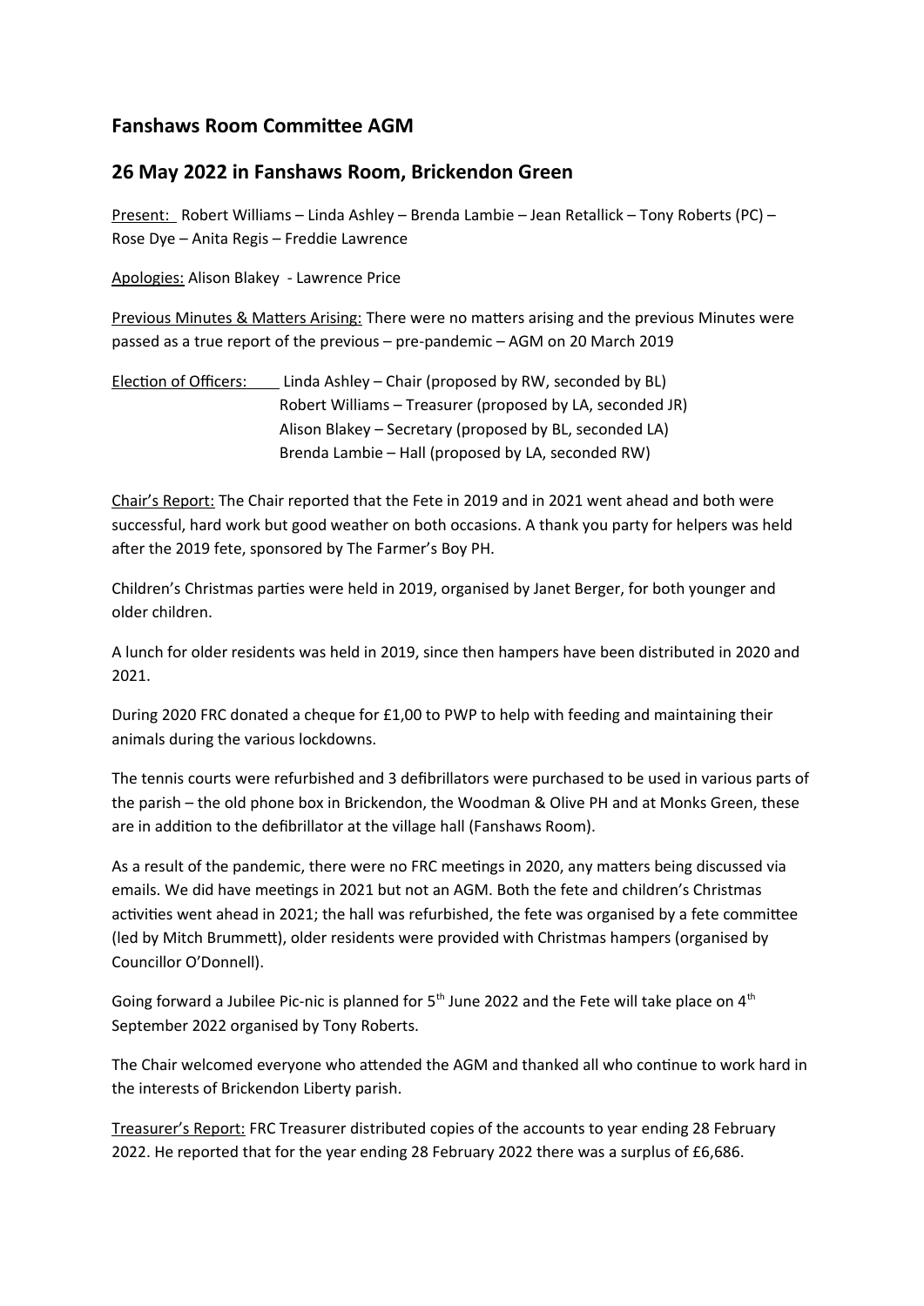## Fanshaws Room Committee AGM

## 26 May 2022 in Fanshaws Room, Brickendon Green

Present: Robert Williams – Linda Ashley – Brenda Lambie – Jean Retallick – Tony Roberts (PC) – Rose Dye – Anita Regis – Freddie Lawrence

Apologies: Alison Blakey - Lawrence Price

Previous Minutes & Matters Arising: There were no matters arising and the previous Minutes were passed as a true report of the previous – pre-pandemic – AGM on 20 March 2019

Election of Officers: Linda Ashley – Chair (proposed by RW, seconded by BL)
Robert Williams – Treasurer (proposed by LA, seconded JR)
Alison Blakey – Secretary (proposed by BL, seconded LA)
Brenda Lambie – Hall (proposed by LA, seconded RW)

Chair's Report: The Chair reported that the Fete in 2019 and in 2021 went ahead and both were successful, hard work but good weather on both occasions. A thank you party for helpers was held after the 2019 fete, sponsored by The Farmer's Boy PH.

Children's Christmas parties were held in 2019, organised by Janet Berger, for both younger and older children.

A lunch for older residents was held in 2019, since then hampers have been distributed in 2020 and 2021.

During 2020 FRC donated a cheque for £1,00 to PWP to help with feeding and maintaining their animals during the various lockdowns.

The tennis courts were refurbished and 3 defibrillators were purchased to be used in various parts of the parish – the old phone box in Brickendon, the Woodman & Olive PH and at Monks Green, these are in addition to the defibrillator at the village hall (Fanshaws Room).

As a result of the pandemic, there were no FRC meetings in 2020, any matters being discussed via emails. We did have meetings in 2021 but not an AGM. Both the fete and children's Christmas activities went ahead in 2021; the hall was refurbished, the fete was organised by a fete committee (led by Mitch Brummett), older residents were provided with Christmas hampers (organised by Councillor O'Donnell).

Going forward a Jubilee Pic-nic is planned for 5th June 2022 and the Fete will take place on 4th September 2022 organised by Tony Roberts.

The Chair welcomed everyone who attended the AGM and thanked all who continue to work hard in the interests of Brickendon Liberty parish.

Treasurer's Report: FRC Treasurer distributed copies of the accounts to year ending 28 February 2022. He reported that for the year ending 28 February 2022 there was a surplus of £6,686.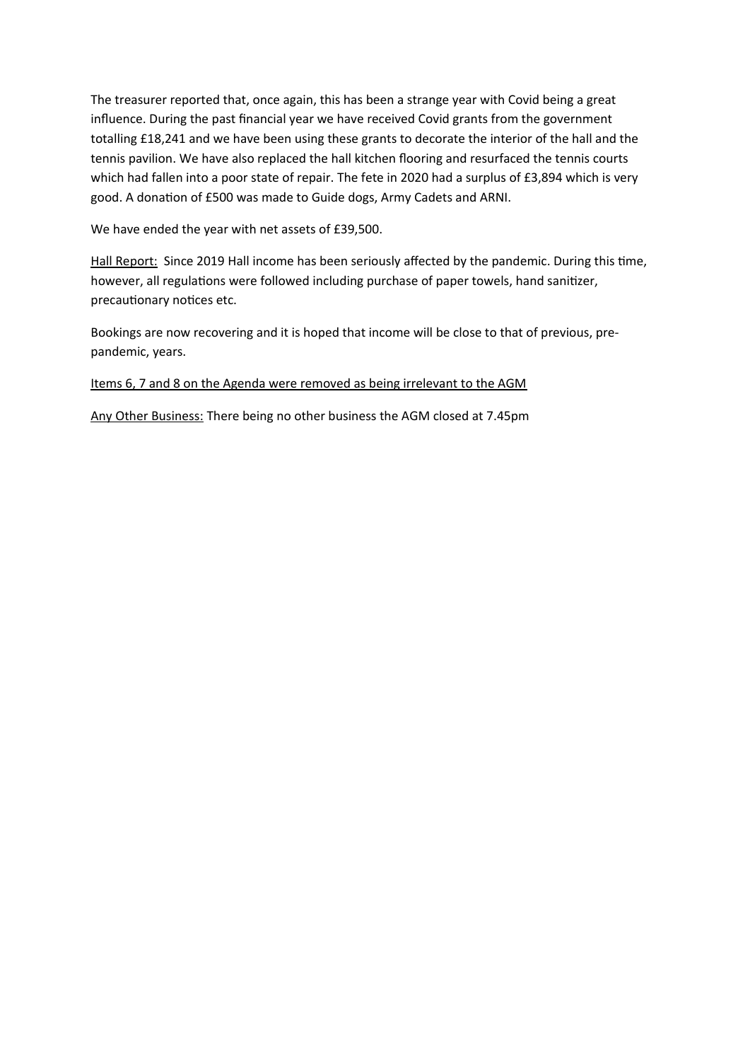The treasurer reported that, once again, this has been a strange year with Covid being a great influence. During the past financial year we have received Covid grants from the government totalling £18,241 and we have been using these grants to decorate the interior of the hall and the tennis pavilion. We have also replaced the hall kitchen flooring and resurfaced the tennis courts which had fallen into a poor state of repair. The fete in 2020 had a surplus of £3,894 which is very good. A donation of £500 was made to Guide dogs, Army Cadets and ARNI.

We have ended the year with net assets of £39,500.

<u>Hall Report:</u> Since 2019 Hall income has been seriously affected by the pandemic. During this time, however, all regulations were followed including purchase of paper towels, hand sanitizer, precautionary notices etc.

Bookings are now recovering and it is hoped that income will be close to that of previous, pre-pandemic, years.

<u>Items 6, 7 and 8 on the Agenda were removed as being irrelevant to the AGM</u>

<u>Any Other Business:</u> There being no other business the AGM closed at 7.45pm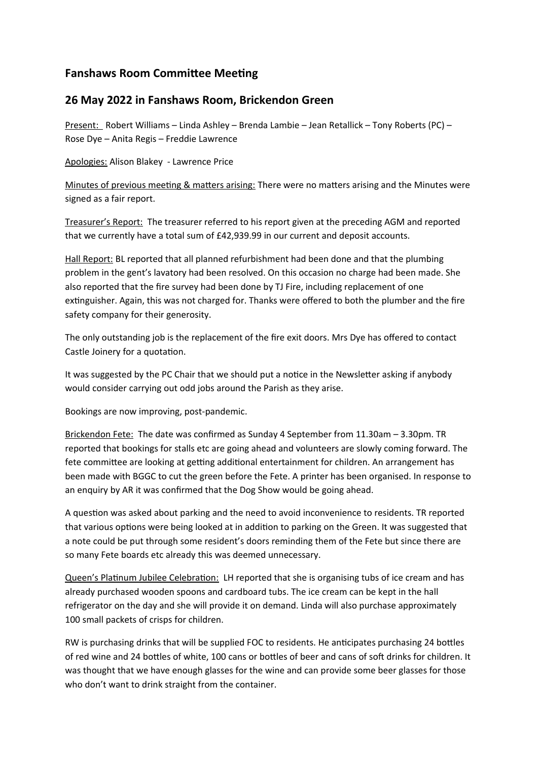## Fanshaws Room Committee Meeting

## 26 May 2022 in Fanshaws Room, Brickendon Green

Present: Robert Williams – Linda Ashley – Brenda Lambie – Jean Retallick – Tony Roberts (PC) – Rose Dye – Anita Regis – Freddie Lawrence

Apologies: Alison Blakey - Lawrence Price

Minutes of previous meeting & matters arising: There were no matters arising and the Minutes were signed as a fair report.

Treasurer's Report: The treasurer referred to his report given at the preceding AGM and reported that we currently have a total sum of £42,939.99 in our current and deposit accounts.

Hall Report: BL reported that all planned refurbishment had been done and that the plumbing problem in the gent's lavatory had been resolved. On this occasion no charge had been made. She also reported that the fire survey had been done by TJ Fire, including replacement of one extinguisher. Again, this was not charged for. Thanks were offered to both the plumber and the fire safety company for their generosity.

The only outstanding job is the replacement of the fire exit doors. Mrs Dye has offered to contact Castle Joinery for a quotation.

It was suggested by the PC Chair that we should put a notice in the Newsletter asking if anybody would consider carrying out odd jobs around the Parish as they arise.

Bookings are now improving, post-pandemic.

Brickendon Fete: The date was confirmed as Sunday 4 September from 11.30am – 3.30pm. TR reported that bookings for stalls etc are going ahead and volunteers are slowly coming forward. The fete committee are looking at getting additional entertainment for children. An arrangement has been made with BGGC to cut the green before the Fete. A printer has been organised. In response to an enquiry by AR it was confirmed that the Dog Show would be going ahead.

A question was asked about parking and the need to avoid inconvenience to residents. TR reported that various options were being looked at in addition to parking on the Green. It was suggested that a note could be put through some resident's doors reminding them of the Fete but since there are so many Fete boards etc already this was deemed unnecessary.

Queen's Platinum Jubilee Celebration: LH reported that she is organising tubs of ice cream and has already purchased wooden spoons and cardboard tubs. The ice cream can be kept in the hall refrigerator on the day and she will provide it on demand. Linda will also purchase approximately 100 small packets of crisps for children.

RW is purchasing drinks that will be supplied FOC to residents. He anticipates purchasing 24 bottles of red wine and 24 bottles of white, 100 cans or bottles of beer and cans of soft drinks for children. It was thought that we have enough glasses for the wine and can provide some beer glasses for those who don't want to drink straight from the container.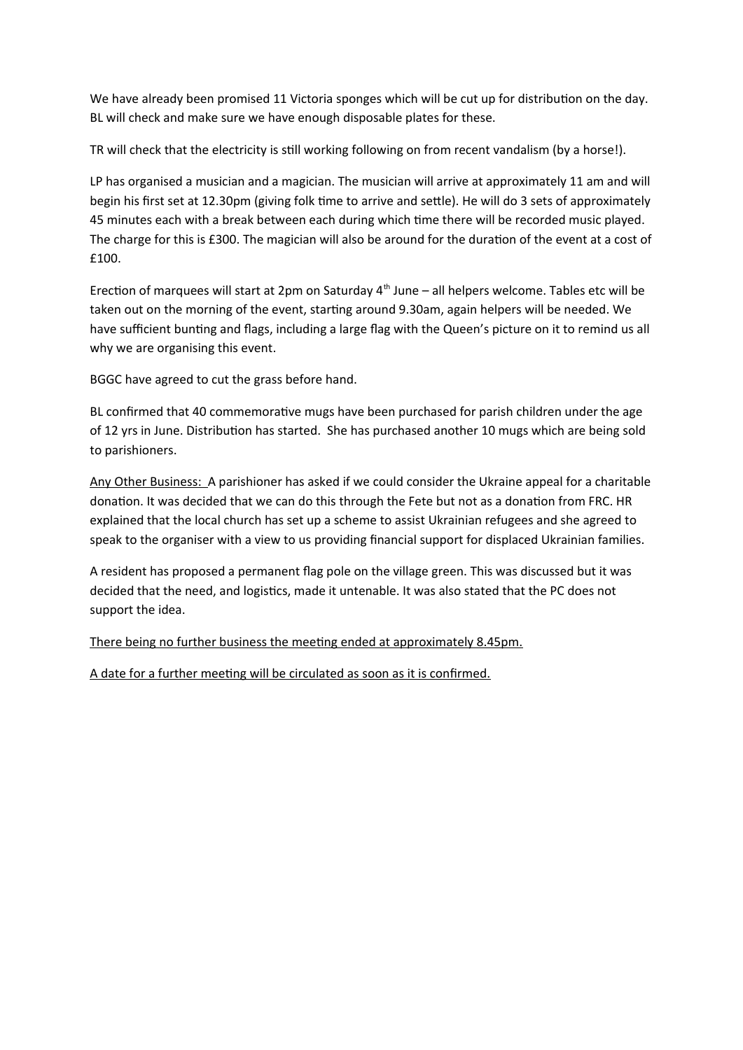We have already been promised 11 Victoria sponges which will be cut up for distribution on the day. BL will check and make sure we have enough disposable plates for these.

TR will check that the electricity is still working following on from recent vandalism (by a horse!).

LP has organised a musician and a magician. The musician will arrive at approximately 11 am and will begin his first set at 12.30pm (giving folk time to arrive and settle). He will do 3 sets of approximately 45 minutes each with a break between each during which time there will be recorded music played. The charge for this is £300. The magician will also be around for the duration of the event at a cost of £100.

Erection of marquees will start at 2pm on Saturday 4th June – all helpers welcome. Tables etc will be taken out on the morning of the event, starting around 9.30am, again helpers will be needed. We have sufficient bunting and flags, including a large flag with the Queen's picture on it to remind us all why we are organising this event.

BGGC have agreed to cut the grass before hand.

BL confirmed that 40 commemorative mugs have been purchased for parish children under the age of 12 yrs in June. Distribution has started. She has purchased another 10 mugs which are being sold to parishioners.

Any Other Business: A parishioner has asked if we could consider the Ukraine appeal for a charitable donation. It was decided that we can do this through the Fete but not as a donation from FRC. HR explained that the local church has set up a scheme to assist Ukrainian refugees and she agreed to speak to the organiser with a view to us providing financial support for displaced Ukrainian families.

A resident has proposed a permanent flag pole on the village green. This was discussed but it was decided that the need, and logistics, made it untenable. It was also stated that the PC does not support the idea.

There being no further business the meeting ended at approximately 8.45pm.

A date for a further meeting will be circulated as soon as it is confirmed.